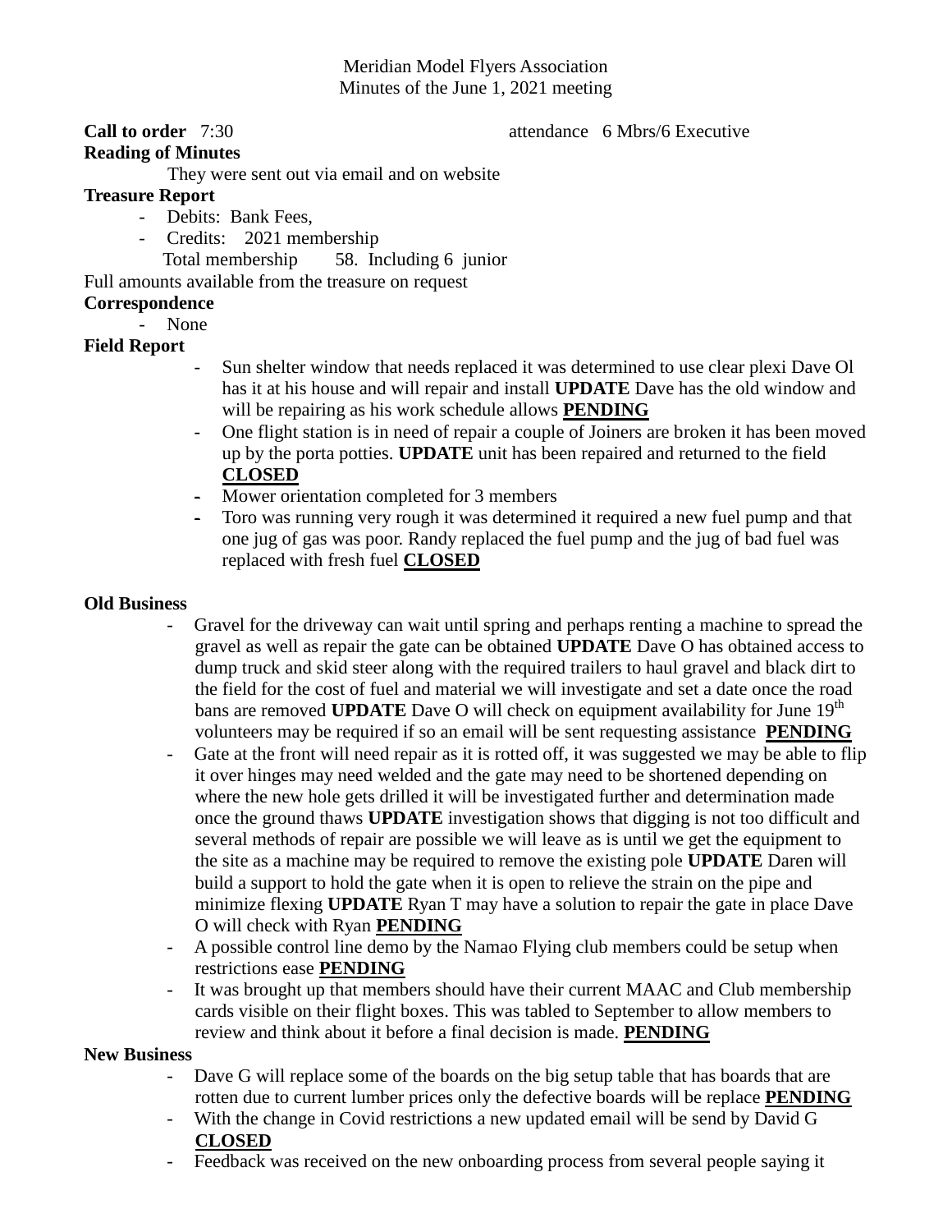Meridian Model Flyers Association
Minutes of the June 1, 2021 meeting

**Call to order** 7:30 attendance 6 Mbrs/6 Executive

**Reading of Minutes**

They were sent out via email and on website

**Treasure Report**

- Debits: Bank Fees,
- Credits: 2021 membership

  Total membership 58. Including 6 junior

Full amounts available from the treasure on request

**Correspondence**

- None

**Field Report**

- Sun shelter window that needs replaced it was determined to use clear plexi Dave Ol has it at his house and will repair and install **UPDATE** Dave has the old window and will be repairing as his work schedule allows **PENDING**
- One flight station is in need of repair a couple of Joiners are broken it has been moved up by the porta potties. **UPDATE** unit has been repaired and returned to the field **CLOSED**
- Mower orientation completed for 3 members
- Toro was running very rough it was determined it required a new fuel pump and that one jug of gas was poor. Randy replaced the fuel pump and the jug of bad fuel was replaced with fresh fuel **CLOSED**

**Old Business**

- Gravel for the driveway can wait until spring and perhaps renting a machine to spread the gravel as well as repair the gate can be obtained **UPDATE** Dave O has obtained access to dump truck and skid steer along with the required trailers to haul gravel and black dirt to the field for the cost of fuel and material we will investigate and set a date once the road bans are removed **UPDATE** Dave O will check on equipment availability for June 19th volunteers may be required if so an email will be sent requesting assistance **PENDING**
- Gate at the front will need repair as it is rotted off, it was suggested we may be able to flip it over hinges may need welded and the gate may need to be shortened depending on where the new hole gets drilled it will be investigated further and determination made once the ground thaws **UPDATE** investigation shows that digging is not too difficult and several methods of repair are possible we will leave as is until we get the equipment to the site as a machine may be required to remove the existing pole **UPDATE** Daren will build a support to hold the gate when it is open to relieve the strain on the pipe and minimize flexing **UPDATE** Ryan T may have a solution to repair the gate in place Dave O will check with Ryan **PENDING**
- A possible control line demo by the Namao Flying club members could be setup when restrictions ease **PENDING**
- It was brought up that members should have their current MAAC and Club membership cards visible on their flight boxes. This was tabled to September to allow members to review and think about it before a final decision is made. **PENDING**

**New Business**

- Dave G will replace some of the boards on the big setup table that has boards that are rotten due to current lumber prices only the defective boards will be replace **PENDING**
- With the change in Covid restrictions a new updated email will be send by David G **CLOSED**
- Feedback was received on the new onboarding process from several people saying it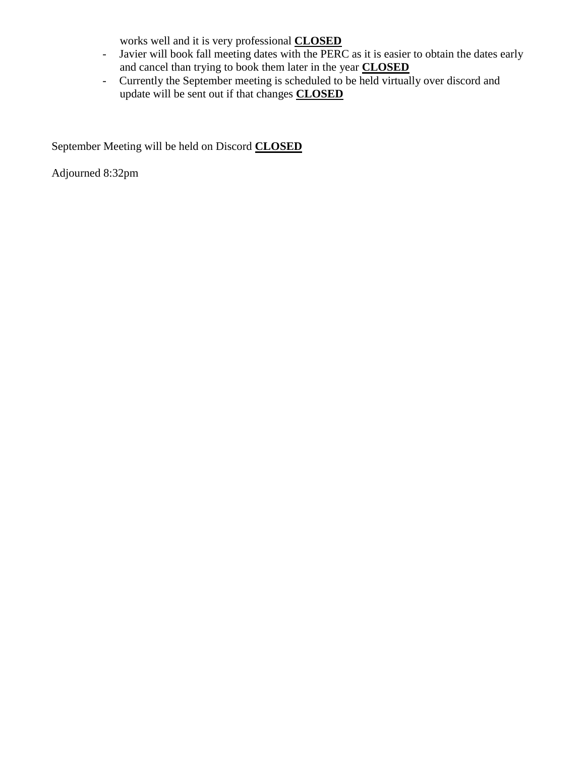works well and it is very professional **CLOSED**

- Javier will book fall meeting dates with the PERC as it is easier to obtain the dates early and cancel than trying to book them later in the year **CLOSED**
- Currently the September meeting is scheduled to be held virtually over discord and update will be sent out if that changes **CLOSED**

September Meeting will be held on Discord **CLOSED**

Adjourned 8:32pm